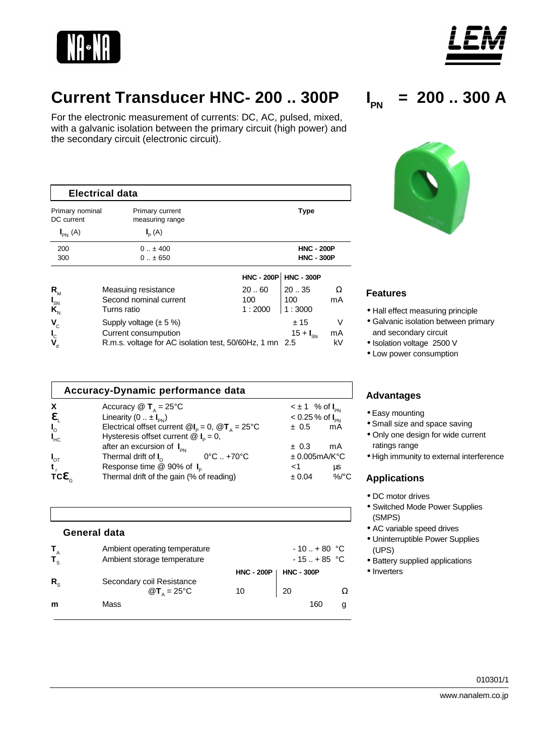# Current Transducer HNC- 200 .. 300P

$I_{PN}$ = 200 .. 300 A

For the electronic measurement of currents: DC, AC, pulsed, mixed, with a galvanic isolation between the primary circuit (high power) and the secondary circuit (electronic circuit).

## Electrical data

| Primary nominal DC current $I_{PN}$ (A) | Primary current measuring range $I_P$ (A) | Type |
|---|---|---|
| 200 | 0 .. ± 400 | **HNC - 200P** |
| 300 | 0 .. ± 650 | **HNC - 300P** |

| | | HNC - 200P | HNC - 300P | |
|---|---|---|---|---|
| $R_M$ | Measuing resistance | 20 .. 60 | 20 .. 35 | Ω |
| $I_{SN}$ | Second nominal current | 100 | 100 | mA |
| $K_N$ | Turns ratio | 1 : 2000 | 1 : 3000 | |
| $V_C$ | Supply voltage (± 5 %) | | ± 15 | V |
| $I_C$ | Current consumption | | 15 + $I_{SN}$ | mA |
| $V_d$ | R.m.s. voltage for AC isolation test, 50/60Hz, 1 mn | | 2.5 | kV |

## Accuracy-Dynamic performance data

| | | | |
|---|---|---|---|
| X | Accuracy @ $T_A$ = 25°C | < ± 1 % of $I_{PN}$ | |
| $\varepsilon_L$ | Linearity (0 .. ± $I_{PN}$) | < 0.25 % of $I_{PN}$ | |
| $I_O$ | Electrical offset current @$I_P$ = 0, @$T_A$ = 25°C | ± 0.5 | mA |
| $I_{HC}$ | Hysteresis offset current @ $I_P$ = 0, after an excursion of $I_{PN}$ | ± 0.3 | mA |
| $I_{OT}$ | Thermal drift of $I_O$ 0°C .. +70°C | ± 0.005mA/K°C | |
| $t_r$ | Response time @ 90% of $I_P$ | <1 | µs |
| $TC\varepsilon_G$ | Thermal drift of the gain (% of reading) | ± 0.04 | %/°C |

## General data

| | | HNC - 200P | HNC - 300P | |
|---|---|---|---|---|
| $T_A$ | Ambient operating temperature | | - 10 .. + 80 | °C |
| $T_S$ | Ambient storage temperature | | - 15 .. + 85 | °C |
| $R_S$ | Secondary coil Resistance @$T_A$ = 25°C | 10 | 20 | Ω |
| m | Mass | | 160 | g |

## Features

- Hall effect measuring principle
- Galvanic isolation between primary and secondary circuit
- Isolation voltage 2500 V
- Low power consumption

## Advantages

- Easy mounting
- Small size and space saving
- Only one design for wide current ratings range
- High immunity to external interference

## Applications

- DC motor drives
- Switched Mode Power Supplies (SMPS)
- AC variable speed drives
- Uninterruptible Power Supplies (UPS)
- Battery supplied applications
- Inverters

010301/1

www.nanalem.co.jp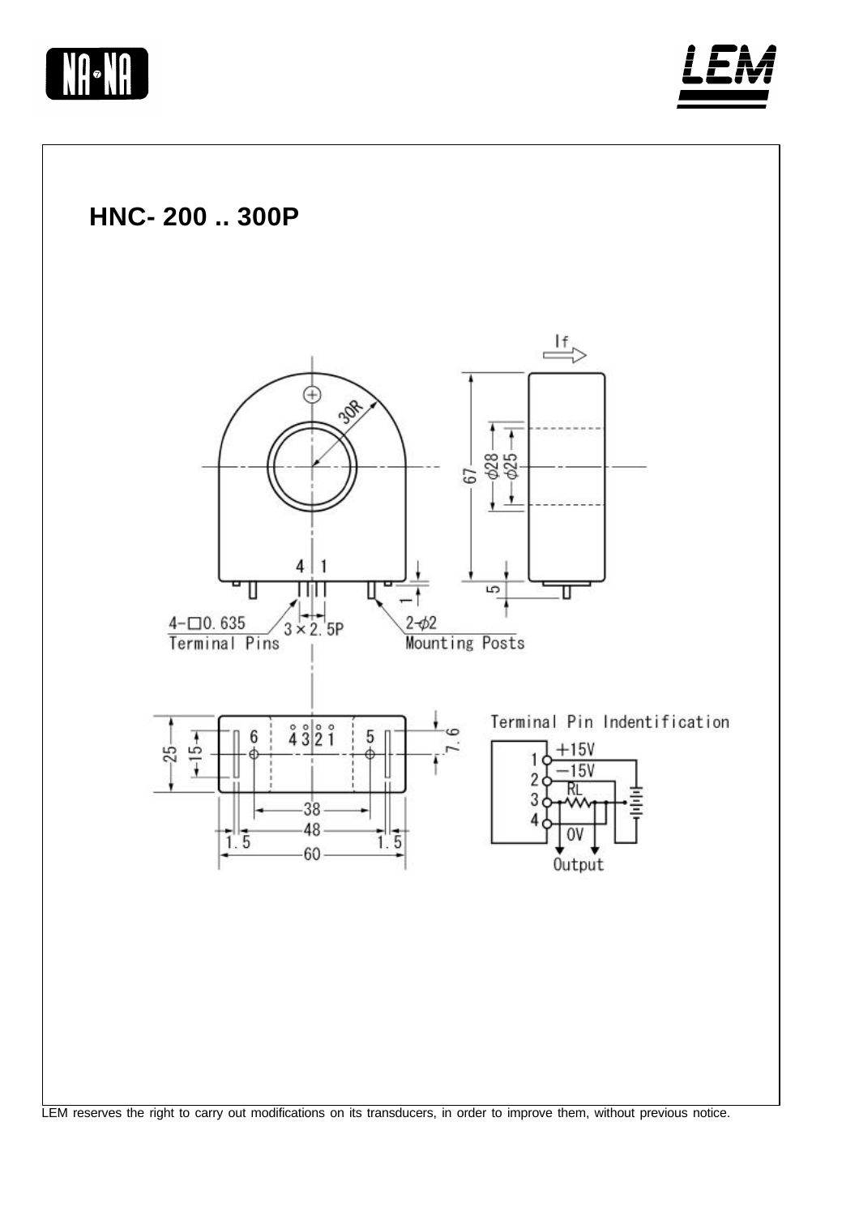## HNC- 200 .. 300P

If

30R

67

φ28

φ25

5

1

4 1

4-□0.635
Terminal Pins

3 × 2.5P

2-φ2
Mounting Posts

25

15

6

4 3 2 1

5

7.6

38

48

1.5

1.5

60

Terminal Pin Indentification

1 +15V

2 −15V

3 RL

4 0V

Output

LEM reserves the right to carry out modifications on its transducers, in order to improve them, without previous notice.